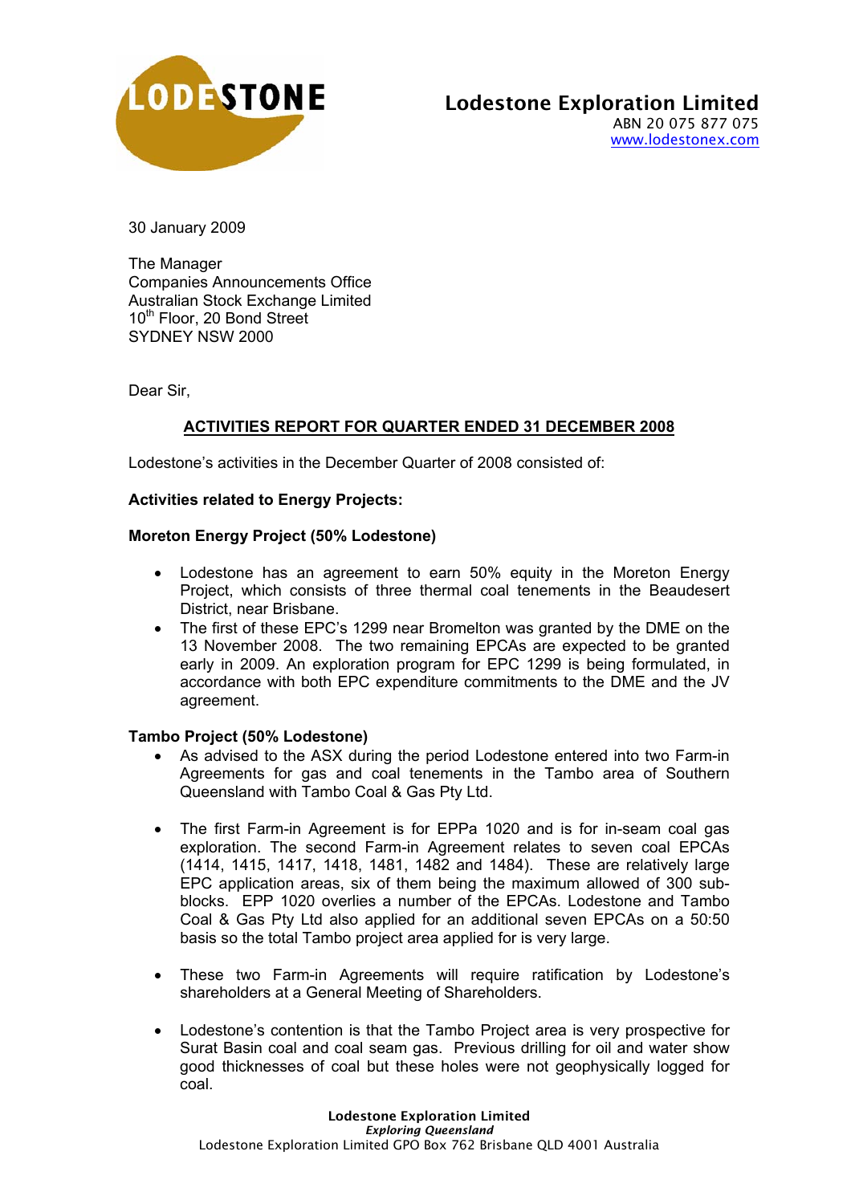**Lodestone Exploration Limited**
ABN 20 075 877 075
www.lodestonex.com

30 January 2009

The Manager
Companies Announcements Office
Australian Stock Exchange Limited
10th Floor, 20 Bond Street
SYDNEY NSW 2000

Dear Sir,

## ACTIVITIES REPORT FOR QUARTER ENDED 31 DECEMBER 2008

Lodestone's activities in the December Quarter of 2008 consisted of:

**Activities related to Energy Projects:**

**Moreton Energy Project (50% Lodestone)**

- Lodestone has an agreement to earn 50% equity in the Moreton Energy Project, which consists of three thermal coal tenements in the Beaudesert District, near Brisbane.
- The first of these EPC's 1299 near Bromelton was granted by the DME on the 13 November 2008. The two remaining EPCAs are expected to be granted early in 2009. An exploration program for EPC 1299 is being formulated, in accordance with both EPC expenditure commitments to the DME and the JV agreement.

**Tambo Project (50% Lodestone)**

- As advised to the ASX during the period Lodestone entered into two Farm-in Agreements for gas and coal tenements in the Tambo area of Southern Queensland with Tambo Coal & Gas Pty Ltd.
- The first Farm-in Agreement is for EPPa 1020 and is for in-seam coal gas exploration. The second Farm-in Agreement relates to seven coal EPCAs (1414, 1415, 1417, 1418, 1481, 1482 and 1484). These are relatively large EPC application areas, six of them being the maximum allowed of 300 sub-blocks. EPP 1020 overlies a number of the EPCAs. Lodestone and Tambo Coal & Gas Pty Ltd also applied for an additional seven EPCAs on a 50:50 basis so the total Tambo project area applied for is very large.
- These two Farm-in Agreements will require ratification by Lodestone's shareholders at a General Meeting of Shareholders.
- Lodestone's contention is that the Tambo Project area is very prospective for Surat Basin coal and coal seam gas. Previous drilling for oil and water show good thicknesses of coal but these holes were not geophysically logged for coal.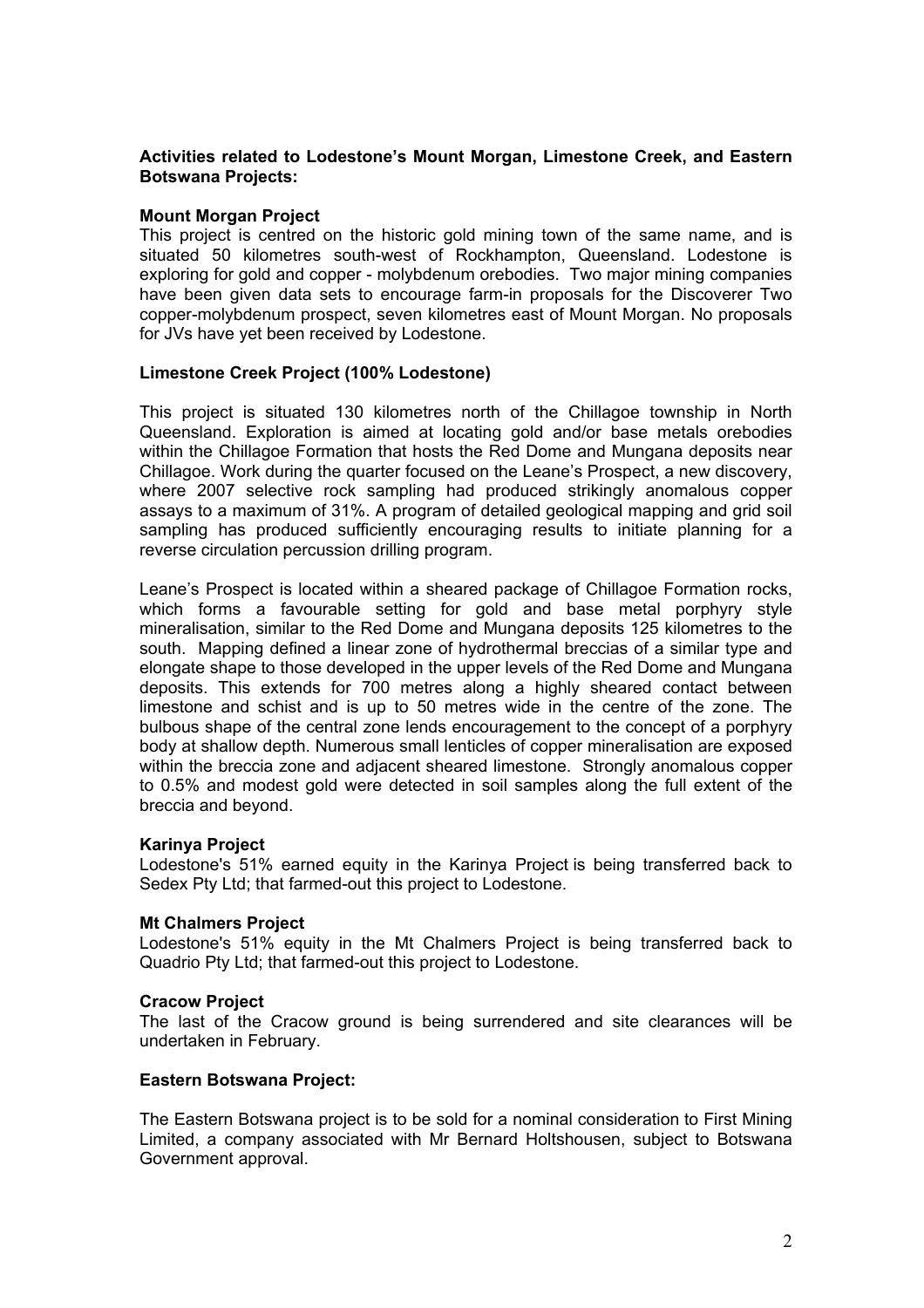**Activities related to Lodestone's Mount Morgan, Limestone Creek, and Eastern Botswana Projects:**

**Mount Morgan Project**

This project is centred on the historic gold mining town of the same name, and is situated 50 kilometres south-west of Rockhampton, Queensland. Lodestone is exploring for gold and copper - molybdenum orebodies. Two major mining companies have been given data sets to encourage farm-in proposals for the Discoverer Two copper-molybdenum prospect, seven kilometres east of Mount Morgan. No proposals for JVs have yet been received by Lodestone.

**Limestone Creek Project (100% Lodestone)**

This project is situated 130 kilometres north of the Chillagoe township in North Queensland. Exploration is aimed at locating gold and/or base metals orebodies within the Chillagoe Formation that hosts the Red Dome and Mungana deposits near Chillagoe. Work during the quarter focused on the Leane's Prospect, a new discovery, where 2007 selective rock sampling had produced strikingly anomalous copper assays to a maximum of 31%. A program of detailed geological mapping and grid soil sampling has produced sufficiently encouraging results to initiate planning for a reverse circulation percussion drilling program.

Leane's Prospect is located within a sheared package of Chillagoe Formation rocks, which forms a favourable setting for gold and base metal porphyry style mineralisation, similar to the Red Dome and Mungana deposits 125 kilometres to the south. Mapping defined a linear zone of hydrothermal breccias of a similar type and elongate shape to those developed in the upper levels of the Red Dome and Mungana deposits. This extends for 700 metres along a highly sheared contact between limestone and schist and is up to 50 metres wide in the centre of the zone. The bulbous shape of the central zone lends encouragement to the concept of a porphyry body at shallow depth. Numerous small lenticles of copper mineralisation are exposed within the breccia zone and adjacent sheared limestone. Strongly anomalous copper to 0.5% and modest gold were detected in soil samples along the full extent of the breccia and beyond.

**Karinya Project**

Lodestone's 51% earned equity in the Karinya Project is being transferred back to Sedex Pty Ltd; that farmed-out this project to Lodestone.

**Mt Chalmers Project**

Lodestone's 51% equity in the Mt Chalmers Project is being transferred back to Quadrio Pty Ltd; that farmed-out this project to Lodestone.

**Cracow Project**

The last of the Cracow ground is being surrendered and site clearances will be undertaken in February.

**Eastern Botswana Project:**

The Eastern Botswana project is to be sold for a nominal consideration to First Mining Limited, a company associated with Mr Bernard Holtshousen, subject to Botswana Government approval.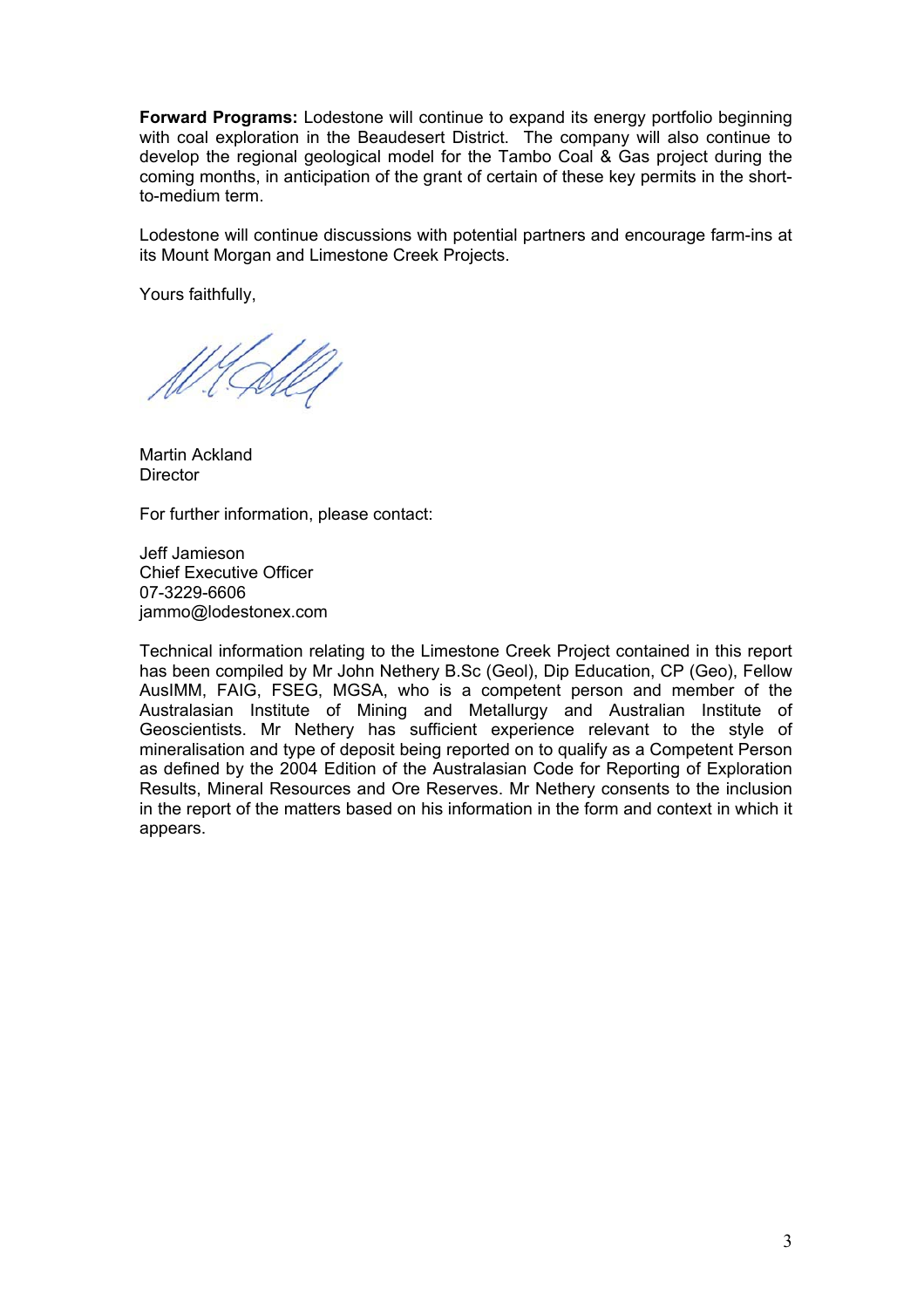**Forward Programs:** Lodestone will continue to expand its energy portfolio beginning with coal exploration in the Beaudesert District. The company will also continue to develop the regional geological model for the Tambo Coal & Gas project during the coming months, in anticipation of the grant of certain of these key permits in the short-to-medium term.

Lodestone will continue discussions with potential partners and encourage farm-ins at its Mount Morgan and Limestone Creek Projects.

Yours faithfully,

Martin Ackland
Director

For further information, please contact:

Jeff Jamieson
Chief Executive Officer
07-3229-6606
jammo@lodestonex.com

Technical information relating to the Limestone Creek Project contained in this report has been compiled by Mr John Nethery B.Sc (Geol), Dip Education, CP (Geo), Fellow AusIMM, FAIG, FSEG, MGSA, who is a competent person and member of the Australasian Institute of Mining and Metallurgy and Australian Institute of Geoscientists. Mr Nethery has sufficient experience relevant to the style of mineralisation and type of deposit being reported on to qualify as a Competent Person as defined by the 2004 Edition of the Australasian Code for Reporting of Exploration Results, Mineral Resources and Ore Reserves. Mr Nethery consents to the inclusion in the report of the matters based on his information in the form and context in which it appears.